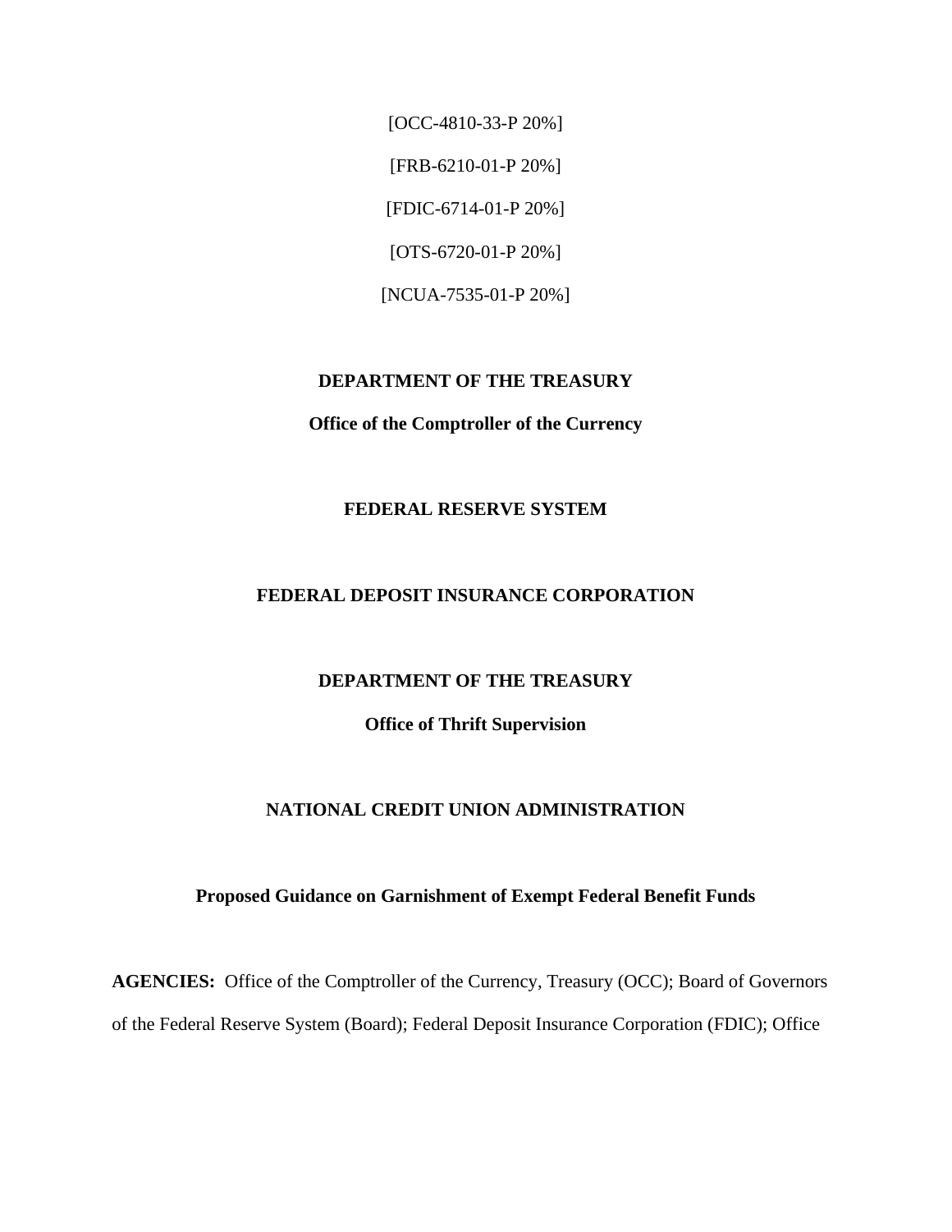[OCC-4810-33-P 20%]

[FRB-6210-01-P 20%]

[FDIC-6714-01-P 20%]

[OTS-6720-01-P 20%]

[NCUA-7535-01-P 20%]

**DEPARTMENT OF THE TREASURY**

**Office of the Comptroller of the Currency**

**FEDERAL RESERVE SYSTEM**

**FEDERAL DEPOSIT INSURANCE CORPORATION**

**DEPARTMENT OF THE TREASURY**

**Office of Thrift Supervision**

**NATIONAL CREDIT UNION ADMINISTRATION**

**Proposed Guidance on Garnishment of Exempt Federal Benefit Funds**

**AGENCIES:** Office of the Comptroller of the Currency, Treasury (OCC); Board of Governors of the Federal Reserve System (Board); Federal Deposit Insurance Corporation (FDIC); Office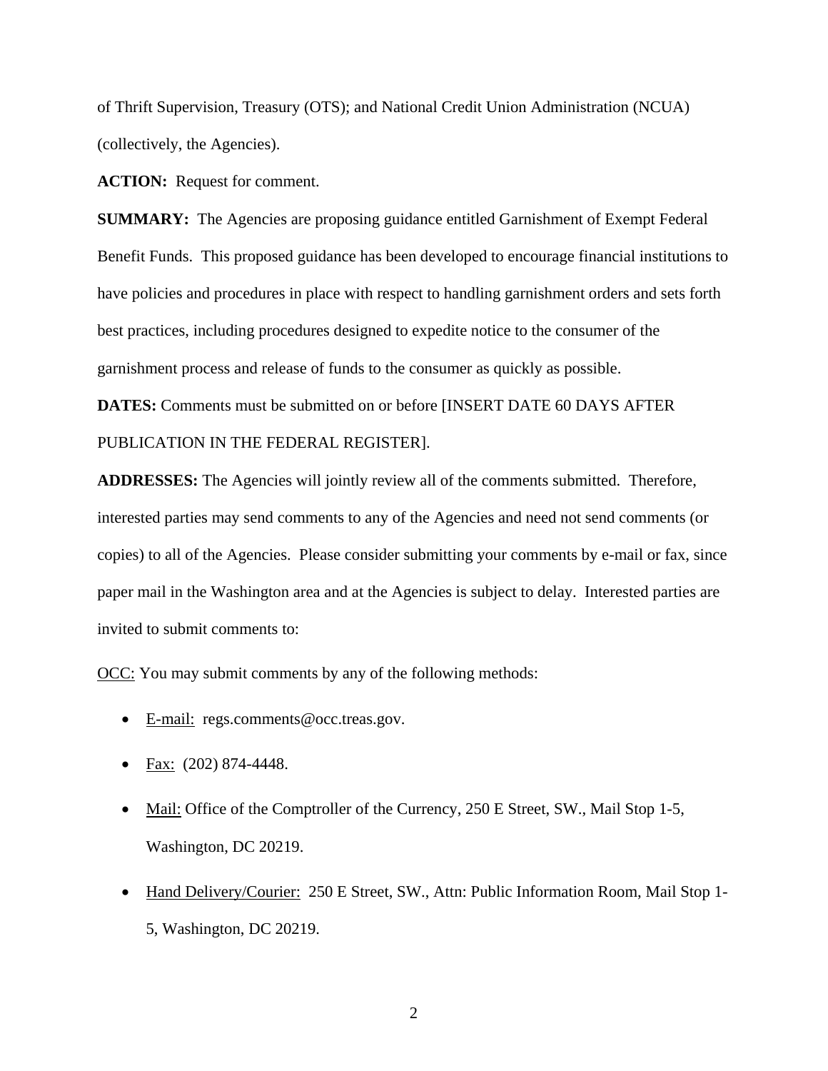of Thrift Supervision, Treasury (OTS); and National Credit Union Administration (NCUA) (collectively, the Agencies).

**ACTION:** Request for comment.

**SUMMARY:** The Agencies are proposing guidance entitled Garnishment of Exempt Federal Benefit Funds. This proposed guidance has been developed to encourage financial institutions to have policies and procedures in place with respect to handling garnishment orders and sets forth best practices, including procedures designed to expedite notice to the consumer of the garnishment process and release of funds to the consumer as quickly as possible.

**DATES:** Comments must be submitted on or before [INSERT DATE 60 DAYS AFTER PUBLICATION IN THE FEDERAL REGISTER].

**ADDRESSES:** The Agencies will jointly review all of the comments submitted. Therefore, interested parties may send comments to any of the Agencies and need not send comments (or copies) to all of the Agencies. Please consider submitting your comments by e-mail or fax, since paper mail in the Washington area and at the Agencies is subject to delay. Interested parties are invited to submit comments to:

<u>OCC:</u> You may submit comments by any of the following methods:

- <u>E-mail:</u> regs.comments@occ.treas.gov.
- <u>Fax:</u> (202) 874-4448.
- <u>Mail:</u> Office of the Comptroller of the Currency, 250 E Street, SW., Mail Stop 1-5, Washington, DC 20219.
- <u>Hand Delivery/Courier:</u> 250 E Street, SW., Attn: Public Information Room, Mail Stop 1-5, Washington, DC 20219.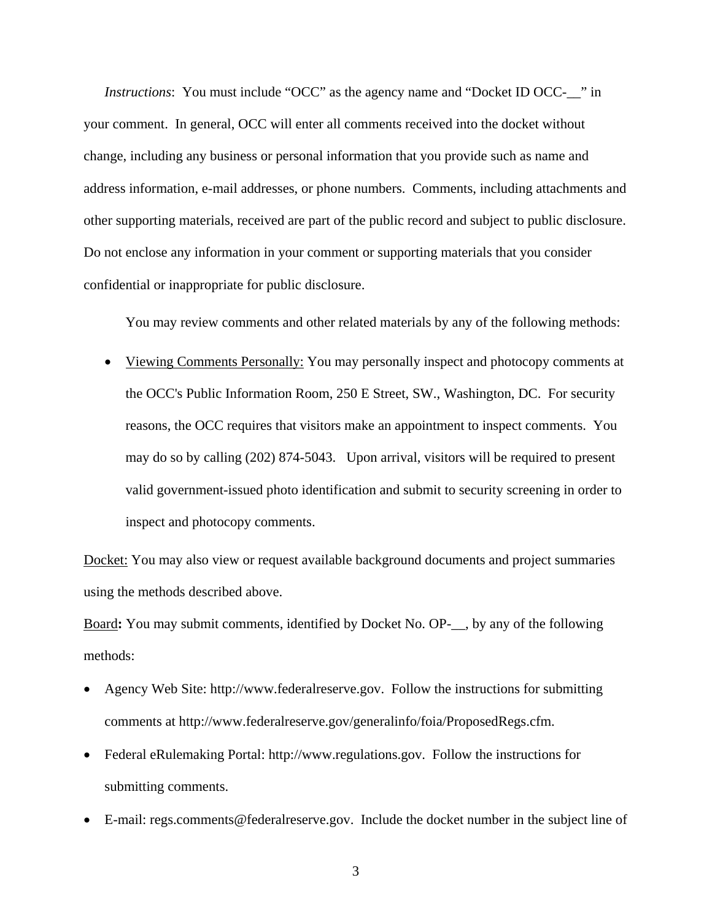*Instructions*: You must include “OCC” as the agency name and “Docket ID OCC-__” in your comment. In general, OCC will enter all comments received into the docket without change, including any business or personal information that you provide such as name and address information, e-mail addresses, or phone numbers. Comments, including attachments and other supporting materials, received are part of the public record and subject to public disclosure. Do not enclose any information in your comment or supporting materials that you consider confidential or inappropriate for public disclosure.

You may review comments and other related materials by any of the following methods:

- Viewing Comments Personally: You may personally inspect and photocopy comments at the OCC's Public Information Room, 250 E Street, SW., Washington, DC. For security reasons, the OCC requires that visitors make an appointment to inspect comments. You may do so by calling (202) 874-5043. Upon arrival, visitors will be required to present valid government-issued photo identification and submit to security screening in order to inspect and photocopy comments.

Docket: You may also view or request available background documents and project summaries using the methods described above.

Board**:** You may submit comments, identified by Docket No. OP-__, by any of the following methods:

- Agency Web Site: http://www.federalreserve.gov. Follow the instructions for submitting comments at http://www.federalreserve.gov/generalinfo/foia/ProposedRegs.cfm.
- Federal eRulemaking Portal: http://www.regulations.gov. Follow the instructions for submitting comments.
- E-mail: regs.comments@federalreserve.gov. Include the docket number in the subject line of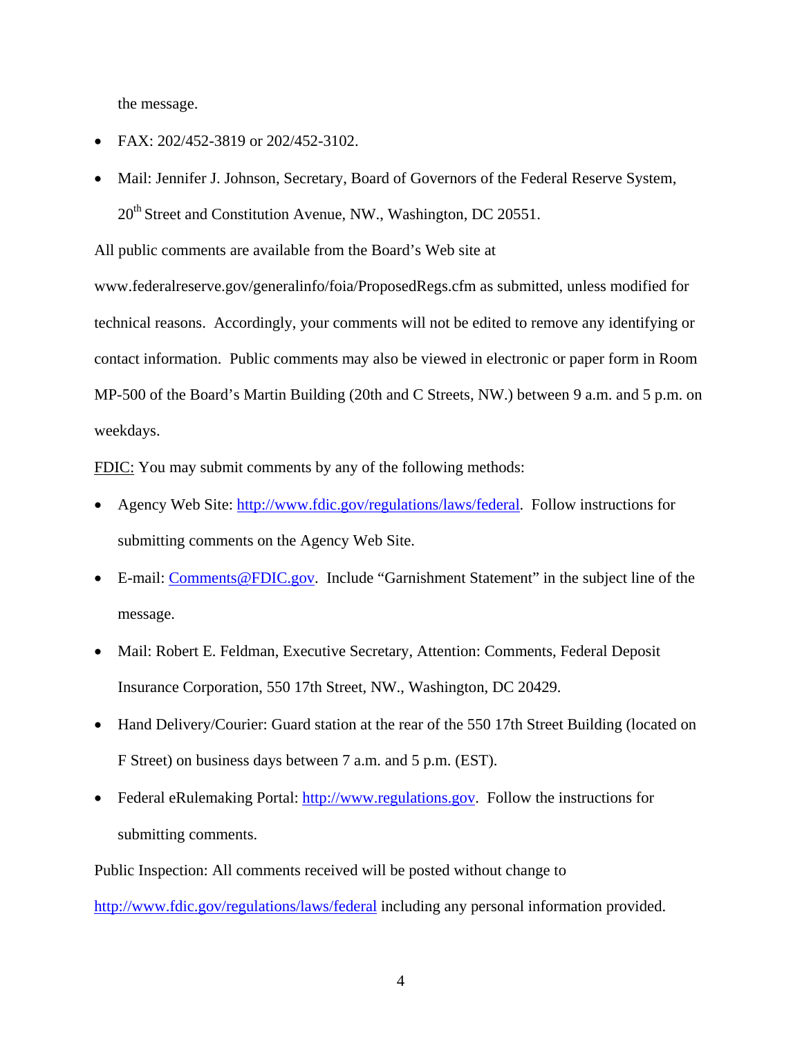the message.

- FAX: 202/452-3819 or 202/452-3102.
- Mail: Jennifer J. Johnson, Secretary, Board of Governors of the Federal Reserve System, 20th Street and Constitution Avenue, NW., Washington, DC 20551.

All public comments are available from the Board's Web site at www.federalreserve.gov/generalinfo/foia/ProposedRegs.cfm as submitted, unless modified for technical reasons. Accordingly, your comments will not be edited to remove any identifying or contact information. Public comments may also be viewed in electronic or paper form in Room MP-500 of the Board's Martin Building (20th and C Streets, NW.) between 9 a.m. and 5 p.m. on weekdays.

FDIC: You may submit comments by any of the following methods:

- Agency Web Site: http://www.fdic.gov/regulations/laws/federal. Follow instructions for submitting comments on the Agency Web Site.
- E-mail: Comments@FDIC.gov. Include "Garnishment Statement" in the subject line of the message.
- Mail: Robert E. Feldman, Executive Secretary, Attention: Comments, Federal Deposit Insurance Corporation, 550 17th Street, NW., Washington, DC 20429.
- Hand Delivery/Courier: Guard station at the rear of the 550 17th Street Building (located on F Street) on business days between 7 a.m. and 5 p.m. (EST).
- Federal eRulemaking Portal: http://www.regulations.gov. Follow the instructions for submitting comments.

Public Inspection: All comments received will be posted without change to http://www.fdic.gov/regulations/laws/federal including any personal information provided.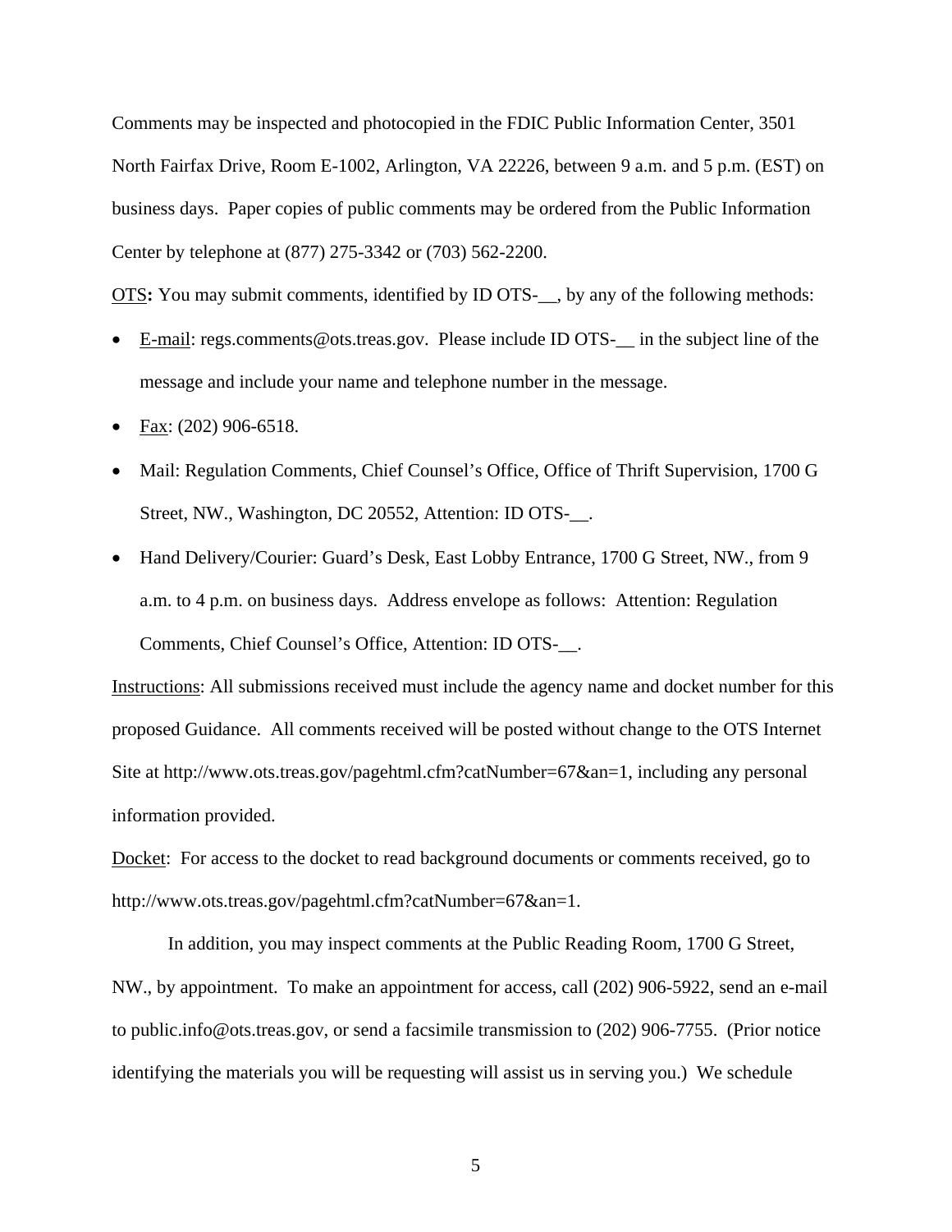Comments may be inspected and photocopied in the FDIC Public Information Center, 3501 North Fairfax Drive, Room E-1002, Arlington, VA 22226, between 9 a.m. and 5 p.m. (EST) on business days. Paper copies of public comments may be ordered from the Public Information Center by telephone at (877) 275-3342 or (703) 562-2200.

OTS**:** You may submit comments, identified by ID OTS-__, by any of the following methods:

- E-mail: regs.comments@ots.treas.gov. Please include ID OTS-__ in the subject line of the message and include your name and telephone number in the message.
- Fax: (202) 906-6518.
- Mail: Regulation Comments, Chief Counsel's Office, Office of Thrift Supervision, 1700 G Street, NW., Washington, DC 20552, Attention: ID OTS-__.
- Hand Delivery/Courier: Guard's Desk, East Lobby Entrance, 1700 G Street, NW., from 9 a.m. to 4 p.m. on business days. Address envelope as follows: Attention: Regulation Comments, Chief Counsel's Office, Attention: ID OTS-__.

Instructions: All submissions received must include the agency name and docket number for this proposed Guidance. All comments received will be posted without change to the OTS Internet Site at http://www.ots.treas.gov/pagehtml.cfm?catNumber=67&an=1, including any personal information provided.

Docket: For access to the docket to read background documents or comments received, go to http://www.ots.treas.gov/pagehtml.cfm?catNumber=67&an=1.

In addition, you may inspect comments at the Public Reading Room, 1700 G Street, NW., by appointment. To make an appointment for access, call (202) 906-5922, send an e-mail to public.info@ots.treas.gov, or send a facsimile transmission to (202) 906-7755. (Prior notice identifying the materials you will be requesting will assist us in serving you.) We schedule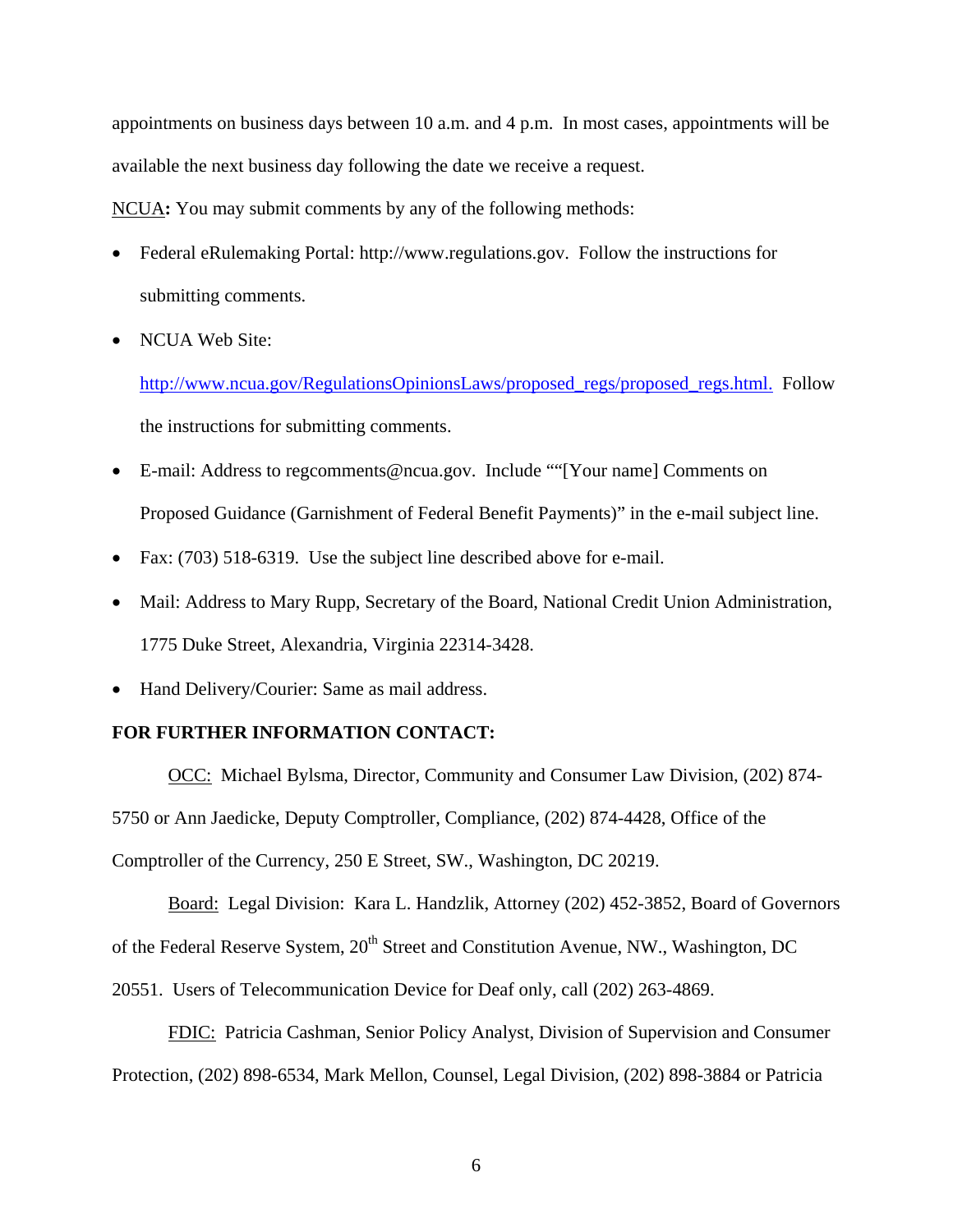appointments on business days between 10 a.m. and 4 p.m. In most cases, appointments will be available the next business day following the date we receive a request.

NCUA**:** You may submit comments by any of the following methods:

- Federal eRulemaking Portal: http://www.regulations.gov. Follow the instructions for submitting comments.
- NCUA Web Site: http://www.ncua.gov/RegulationsOpinionsLaws/proposed_regs/proposed_regs.html. Follow the instructions for submitting comments.
- E-mail: Address to regcomments@ncua.gov. Include ""[Your name] Comments on Proposed Guidance (Garnishment of Federal Benefit Payments)" in the e-mail subject line.
- Fax: (703) 518-6319. Use the subject line described above for e-mail.
- Mail: Address to Mary Rupp, Secretary of the Board, National Credit Union Administration, 1775 Duke Street, Alexandria, Virginia 22314-3428.
- Hand Delivery/Courier: Same as mail address.

**FOR FURTHER INFORMATION CONTACT:**

OCC: Michael Bylsma, Director, Community and Consumer Law Division, (202) 874-5750 or Ann Jaedicke, Deputy Comptroller, Compliance, (202) 874-4428, Office of the Comptroller of the Currency, 250 E Street, SW., Washington, DC 20219.

Board: Legal Division: Kara L. Handzlik, Attorney (202) 452-3852, Board of Governors of the Federal Reserve System, 20th Street and Constitution Avenue, NW., Washington, DC 20551. Users of Telecommunication Device for Deaf only, call (202) 263-4869.

FDIC: Patricia Cashman, Senior Policy Analyst, Division of Supervision and Consumer Protection, (202) 898-6534, Mark Mellon, Counsel, Legal Division, (202) 898-3884 or Patricia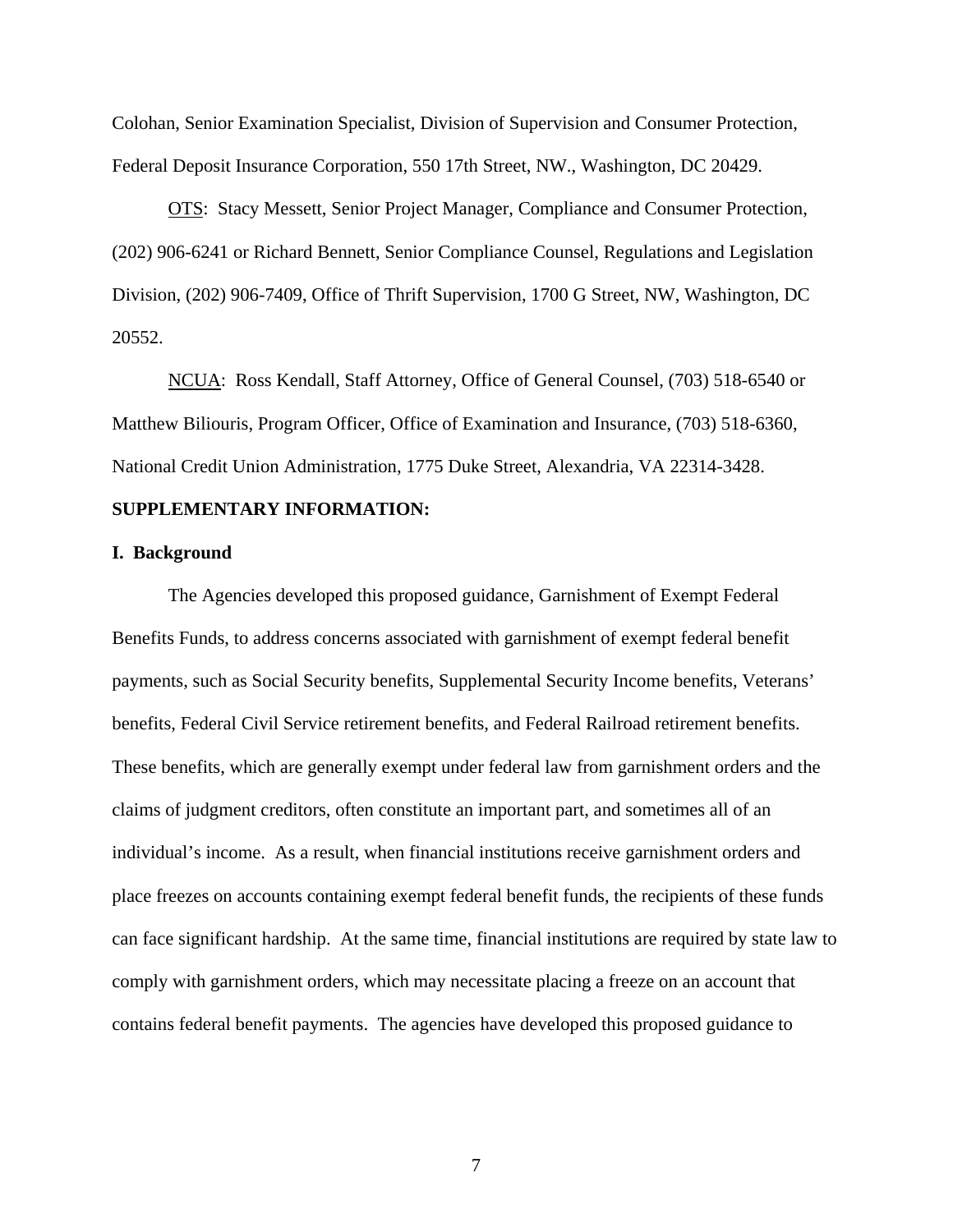Colohan, Senior Examination Specialist, Division of Supervision and Consumer Protection, Federal Deposit Insurance Corporation, 550 17th Street, NW., Washington, DC 20429.

OTS: Stacy Messett, Senior Project Manager, Compliance and Consumer Protection, (202) 906-6241 or Richard Bennett, Senior Compliance Counsel, Regulations and Legislation Division, (202) 906-7409, Office of Thrift Supervision, 1700 G Street, NW, Washington, DC 20552.

NCUA: Ross Kendall, Staff Attorney, Office of General Counsel, (703) 518-6540 or Matthew Biliouris, Program Officer, Office of Examination and Insurance, (703) 518-6360, National Credit Union Administration, 1775 Duke Street, Alexandria, VA 22314-3428.

**SUPPLEMENTARY INFORMATION:**

**I. Background**

The Agencies developed this proposed guidance, Garnishment of Exempt Federal Benefits Funds, to address concerns associated with garnishment of exempt federal benefit payments, such as Social Security benefits, Supplemental Security Income benefits, Veterans' benefits, Federal Civil Service retirement benefits, and Federal Railroad retirement benefits. These benefits, which are generally exempt under federal law from garnishment orders and the claims of judgment creditors, often constitute an important part, and sometimes all of an individual's income. As a result, when financial institutions receive garnishment orders and place freezes on accounts containing exempt federal benefit funds, the recipients of these funds can face significant hardship. At the same time, financial institutions are required by state law to comply with garnishment orders, which may necessitate placing a freeze on an account that contains federal benefit payments. The agencies have developed this proposed guidance to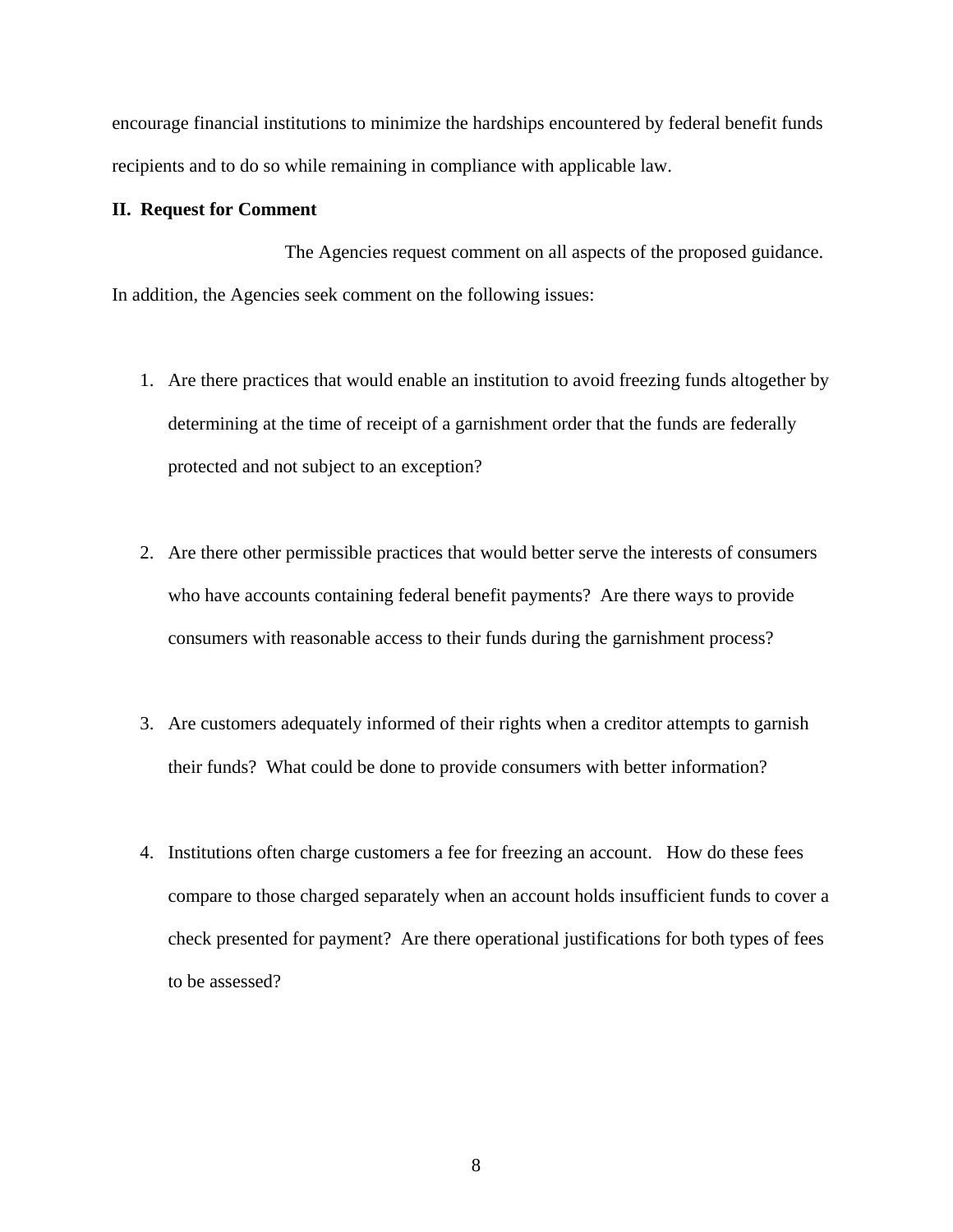encourage financial institutions to minimize the hardships encountered by federal benefit funds recipients and to do so while remaining in compliance with applicable law.

## II. Request for Comment

The Agencies request comment on all aspects of the proposed guidance. In addition, the Agencies seek comment on the following issues:

1. Are there practices that would enable an institution to avoid freezing funds altogether by determining at the time of receipt of a garnishment order that the funds are federally protected and not subject to an exception?

2. Are there other permissible practices that would better serve the interests of consumers who have accounts containing federal benefit payments? Are there ways to provide consumers with reasonable access to their funds during the garnishment process?

3. Are customers adequately informed of their rights when a creditor attempts to garnish their funds? What could be done to provide consumers with better information?

4. Institutions often charge customers a fee for freezing an account. How do these fees compare to those charged separately when an account holds insufficient funds to cover a check presented for payment? Are there operational justifications for both types of fees to be assessed?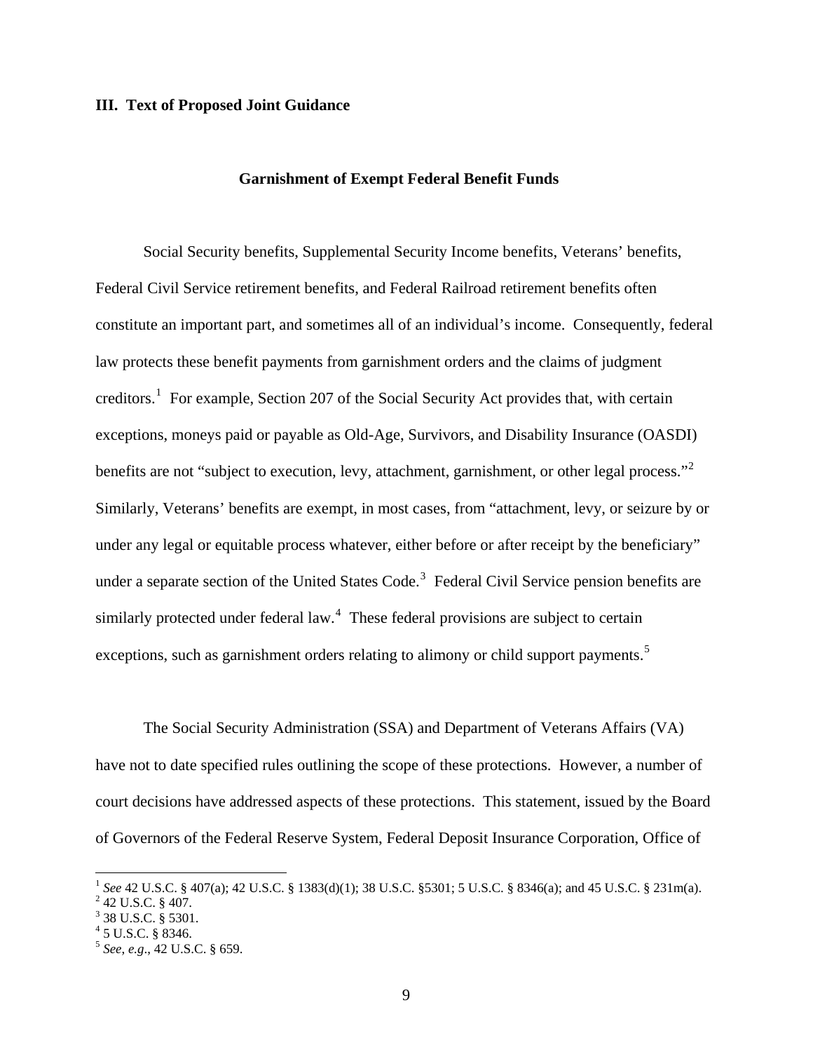## III. Text of Proposed Joint Guidance

### Garnishment of Exempt Federal Benefit Funds

Social Security benefits, Supplemental Security Income benefits, Veterans' benefits, Federal Civil Service retirement benefits, and Federal Railroad retirement benefits often constitute an important part, and sometimes all of an individual's income. Consequently, federal law protects these benefit payments from garnishment orders and the claims of judgment creditors.[1] For example, Section 207 of the Social Security Act provides that, with certain exceptions, moneys paid or payable as Old-Age, Survivors, and Disability Insurance (OASDI) benefits are not "subject to execution, levy, attachment, garnishment, or other legal process."[2] Similarly, Veterans' benefits are exempt, in most cases, from "attachment, levy, or seizure by or under any legal or equitable process whatever, either before or after receipt by the beneficiary" under a separate section of the United States Code.[3] Federal Civil Service pension benefits are similarly protected under federal law.[4] These federal provisions are subject to certain exceptions, such as garnishment orders relating to alimony or child support payments.[5]

The Social Security Administration (SSA) and Department of Veterans Affairs (VA) have not to date specified rules outlining the scope of these protections. However, a number of court decisions have addressed aspects of these protections. This statement, issued by the Board of Governors of the Federal Reserve System, Federal Deposit Insurance Corporation, Office of

---

[1] *See* 42 U.S.C. § 407(a); 42 U.S.C. § 1383(d)(1); 38 U.S.C. §5301; 5 U.S.C. § 8346(a); and 45 U.S.C. § 231m(a).
[2] 42 U.S.C. § 407.
[3] 38 U.S.C. § 5301.
[4] 5 U.S.C. § 8346.
[5] *See, e.g.*, 42 U.S.C. § 659.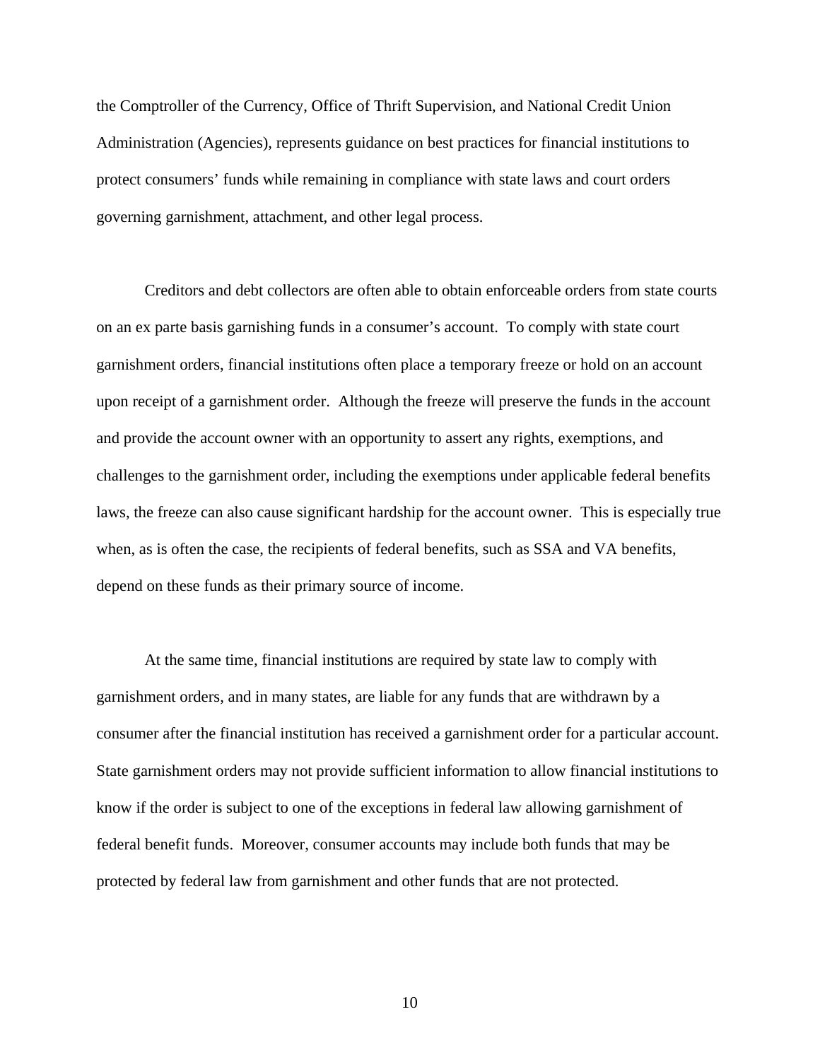the Comptroller of the Currency, Office of Thrift Supervision, and National Credit Union Administration (Agencies), represents guidance on best practices for financial institutions to protect consumers' funds while remaining in compliance with state laws and court orders governing garnishment, attachment, and other legal process.

Creditors and debt collectors are often able to obtain enforceable orders from state courts on an ex parte basis garnishing funds in a consumer's account. To comply with state court garnishment orders, financial institutions often place a temporary freeze or hold on an account upon receipt of a garnishment order. Although the freeze will preserve the funds in the account and provide the account owner with an opportunity to assert any rights, exemptions, and challenges to the garnishment order, including the exemptions under applicable federal benefits laws, the freeze can also cause significant hardship for the account owner. This is especially true when, as is often the case, the recipients of federal benefits, such as SSA and VA benefits, depend on these funds as their primary source of income.

At the same time, financial institutions are required by state law to comply with garnishment orders, and in many states, are liable for any funds that are withdrawn by a consumer after the financial institution has received a garnishment order for a particular account. State garnishment orders may not provide sufficient information to allow financial institutions to know if the order is subject to one of the exceptions in federal law allowing garnishment of federal benefit funds. Moreover, consumer accounts may include both funds that may be protected by federal law from garnishment and other funds that are not protected.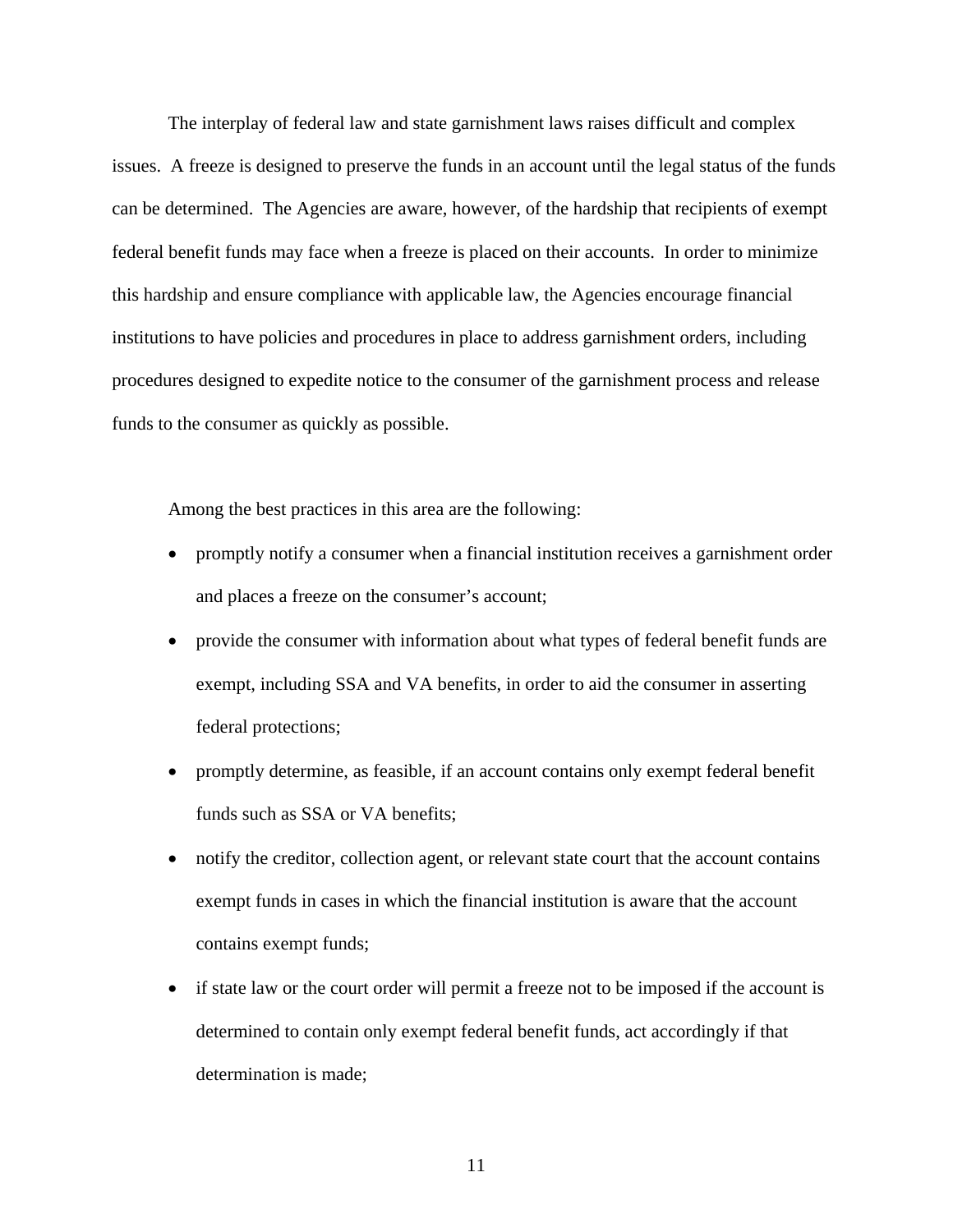The interplay of federal law and state garnishment laws raises difficult and complex issues. A freeze is designed to preserve the funds in an account until the legal status of the funds can be determined. The Agencies are aware, however, of the hardship that recipients of exempt federal benefit funds may face when a freeze is placed on their accounts. In order to minimize this hardship and ensure compliance with applicable law, the Agencies encourage financial institutions to have policies and procedures in place to address garnishment orders, including procedures designed to expedite notice to the consumer of the garnishment process and release funds to the consumer as quickly as possible.

Among the best practices in this area are the following:

- promptly notify a consumer when a financial institution receives a garnishment order and places a freeze on the consumer's account;
- provide the consumer with information about what types of federal benefit funds are exempt, including SSA and VA benefits, in order to aid the consumer in asserting federal protections;
- promptly determine, as feasible, if an account contains only exempt federal benefit funds such as SSA or VA benefits;
- notify the creditor, collection agent, or relevant state court that the account contains exempt funds in cases in which the financial institution is aware that the account contains exempt funds;
- if state law or the court order will permit a freeze not to be imposed if the account is determined to contain only exempt federal benefit funds, act accordingly if that determination is made;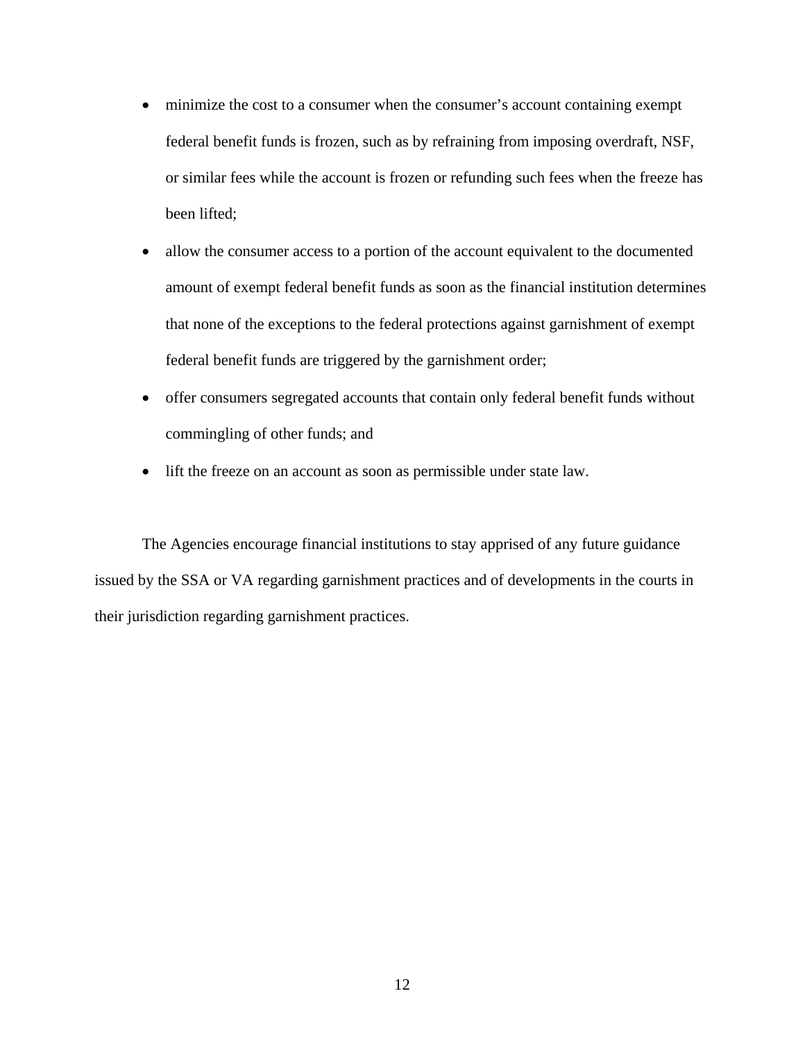- minimize the cost to a consumer when the consumer's account containing exempt federal benefit funds is frozen, such as by refraining from imposing overdraft, NSF, or similar fees while the account is frozen or refunding such fees when the freeze has been lifted;
- allow the consumer access to a portion of the account equivalent to the documented amount of exempt federal benefit funds as soon as the financial institution determines that none of the exceptions to the federal protections against garnishment of exempt federal benefit funds are triggered by the garnishment order;
- offer consumers segregated accounts that contain only federal benefit funds without commingling of other funds; and
- lift the freeze on an account as soon as permissible under state law.

The Agencies encourage financial institutions to stay apprised of any future guidance issued by the SSA or VA regarding garnishment practices and of developments in the courts in their jurisdiction regarding garnishment practices.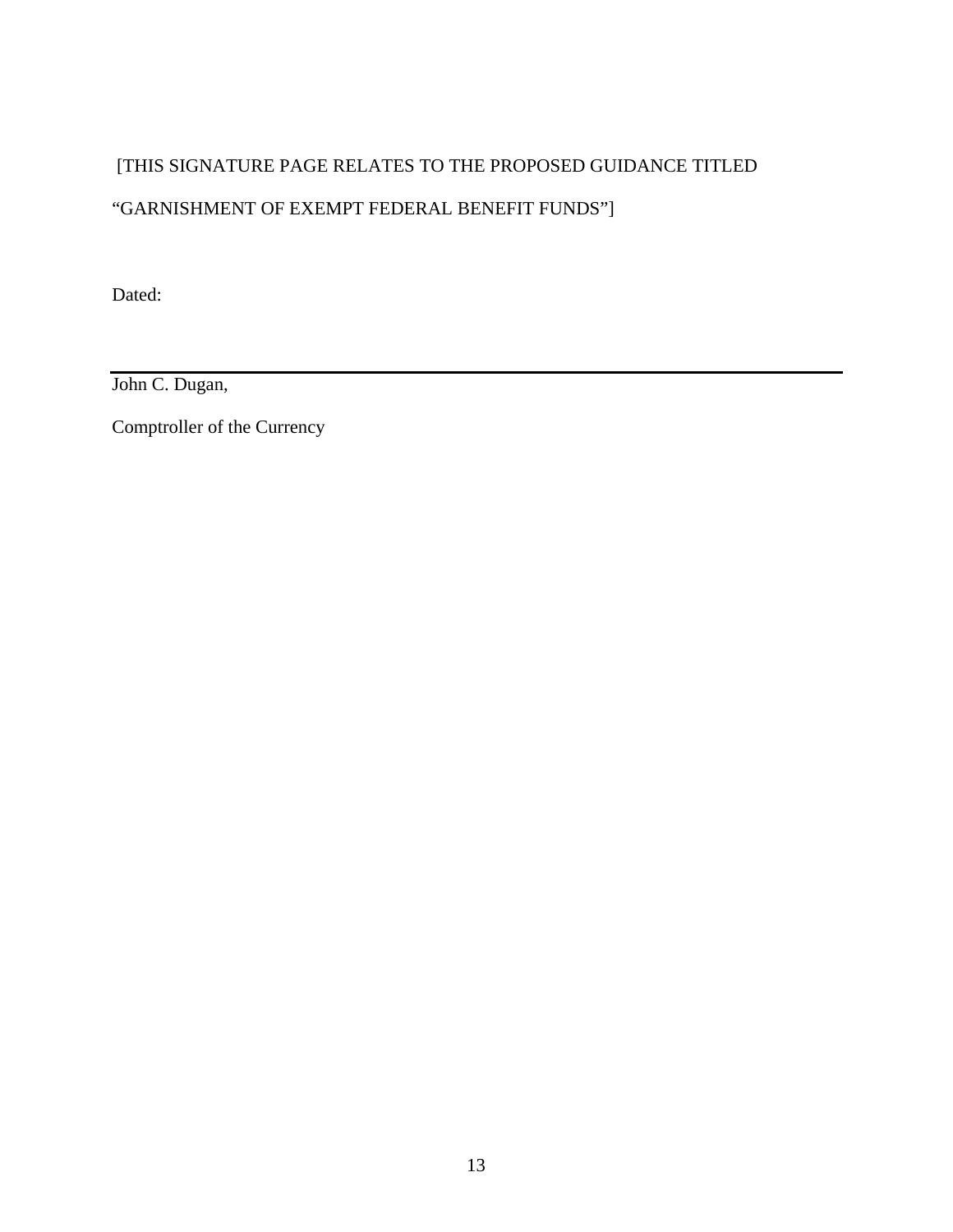[THIS SIGNATURE PAGE RELATES TO THE PROPOSED GUIDANCE TITLED “GARNISHMENT OF EXEMPT FEDERAL BENEFIT FUNDS”]

Dated:

___________________________________________________________________________

John C. Dugan,

Comptroller of the Currency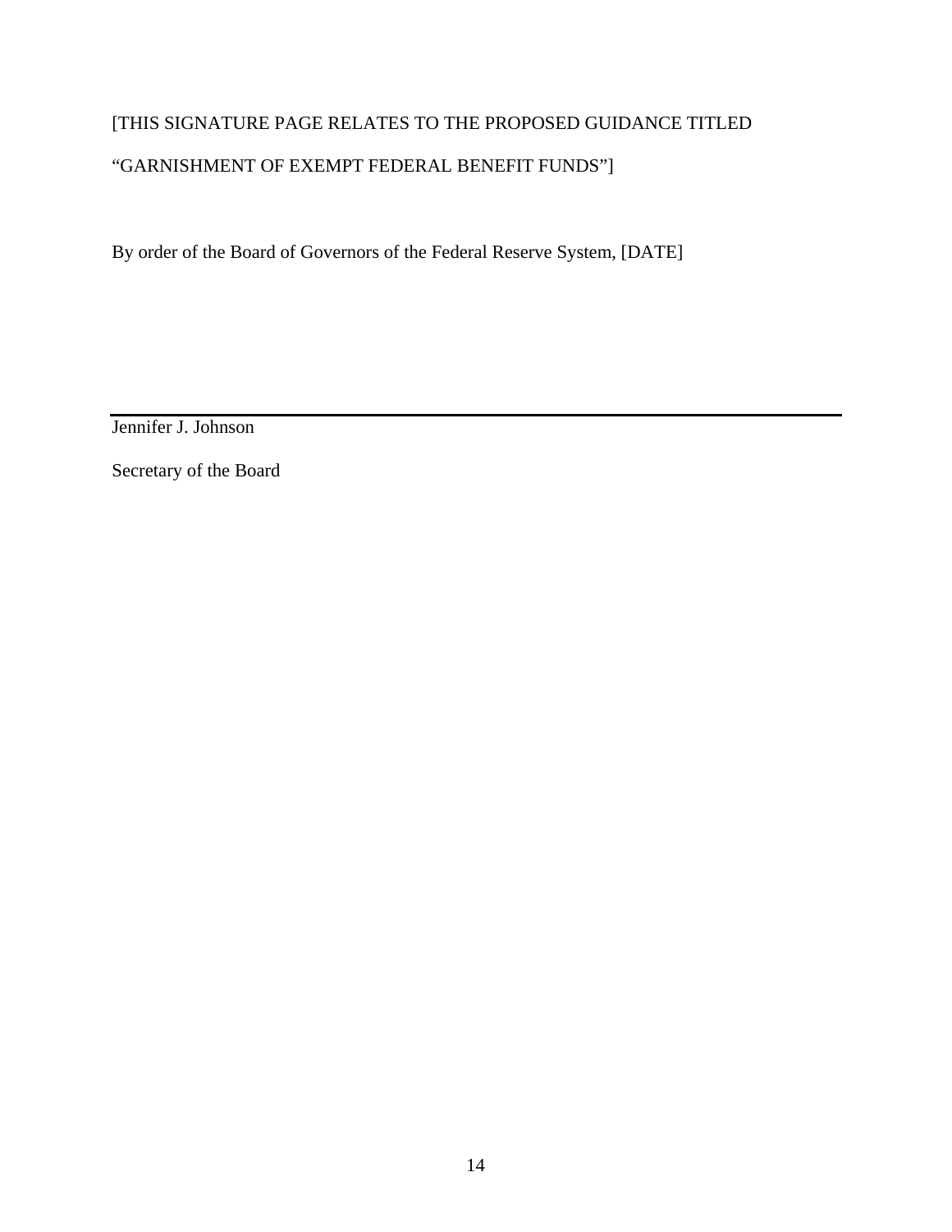[THIS SIGNATURE PAGE RELATES TO THE PROPOSED GUIDANCE TITLED

“GARNISHMENT OF EXEMPT FEDERAL BENEFIT FUNDS”]

By order of the Board of Governors of the Federal Reserve System, [DATE]

---

Jennifer J. Johnson

Secretary of the Board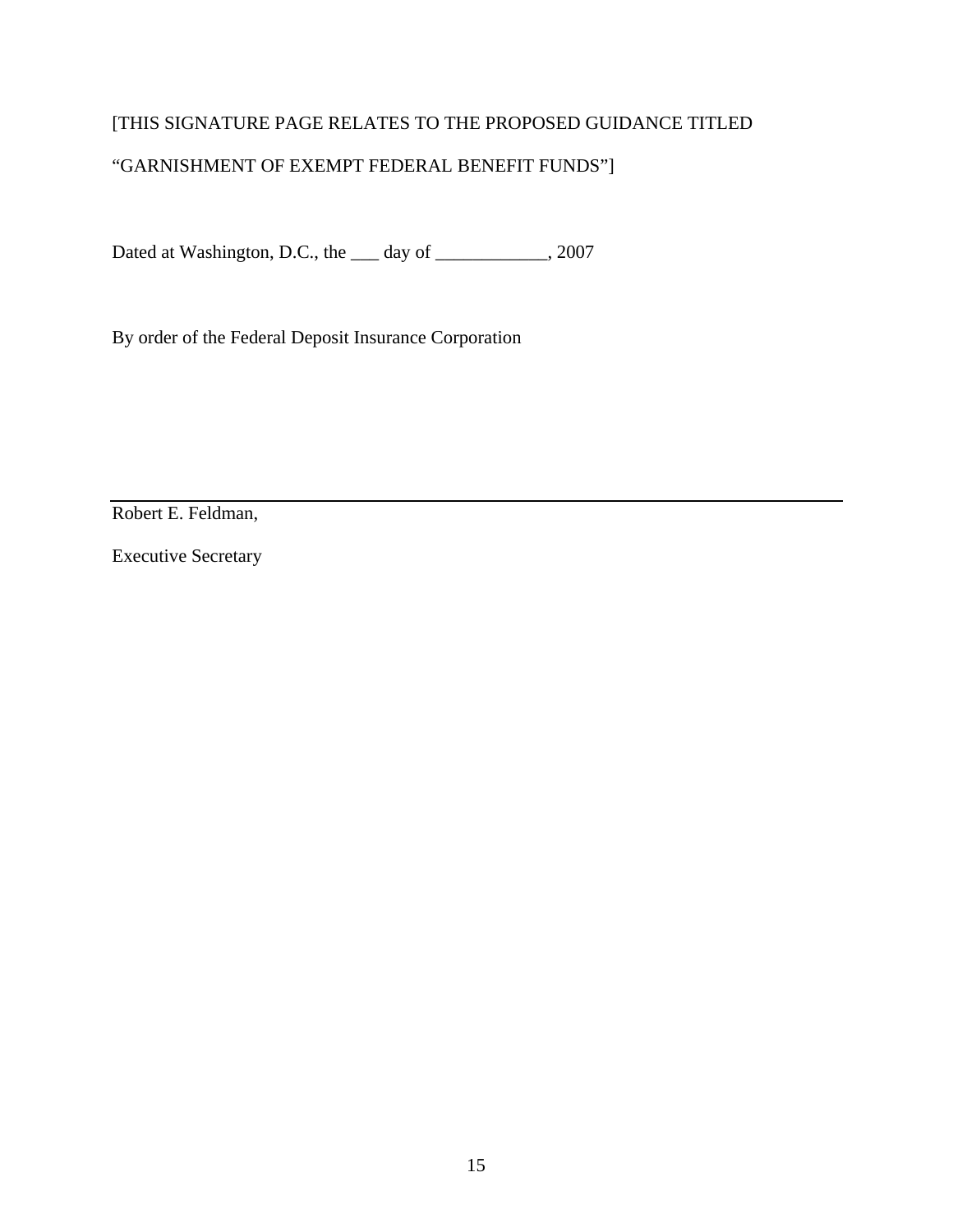[THIS SIGNATURE PAGE RELATES TO THE PROPOSED GUIDANCE TITLED

“GARNISHMENT OF EXEMPT FEDERAL BENEFIT FUNDS”]

Dated at Washington, D.C., the ___ day of ____________, 2007

By order of the Federal Deposit Insurance Corporation

Robert E. Feldman,

Executive Secretary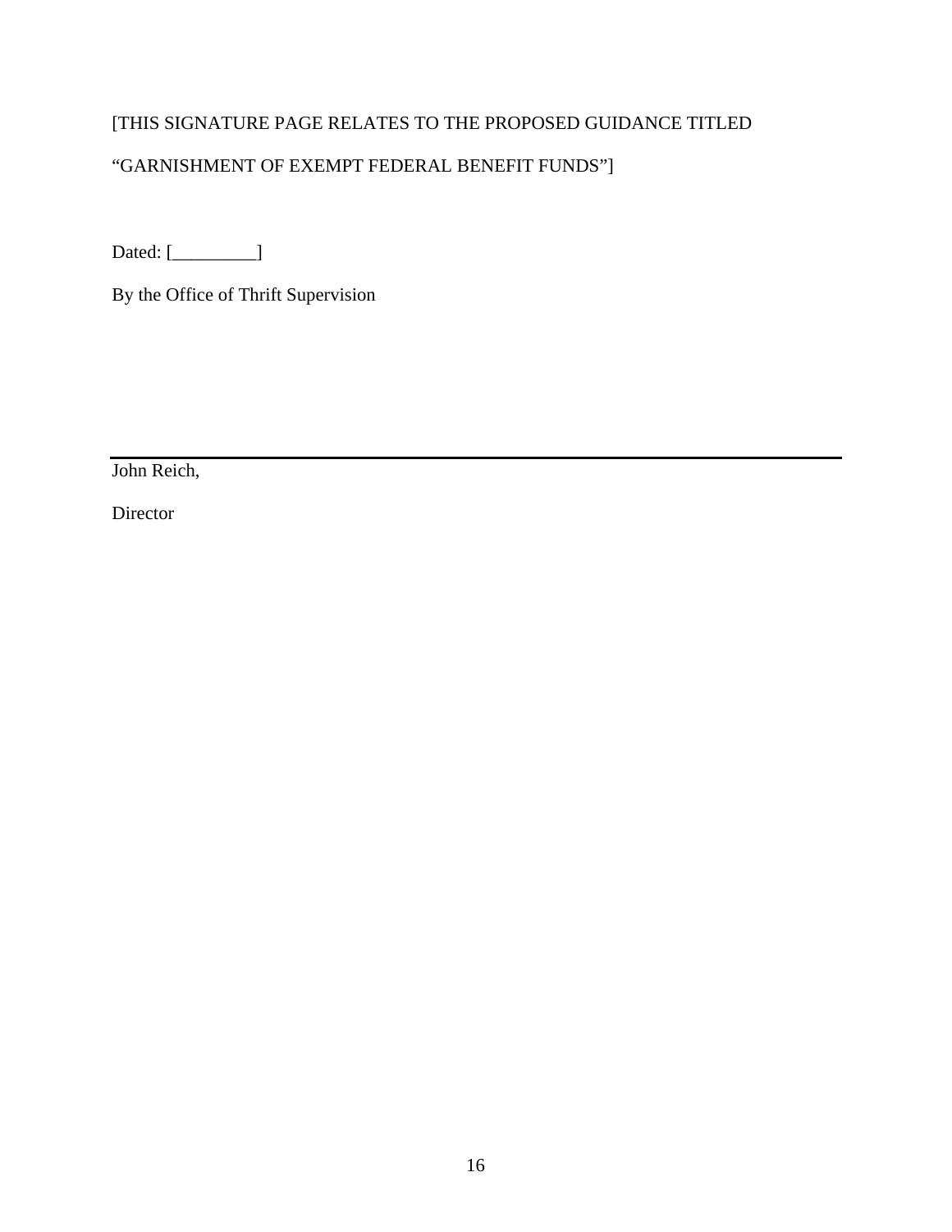[THIS SIGNATURE PAGE RELATES TO THE PROPOSED GUIDANCE TITLED

"GARNISHMENT OF EXEMPT FEDERAL BENEFIT FUNDS"]

Dated: [_________]

By the Office of Thrift Supervision

---

John Reich,

Director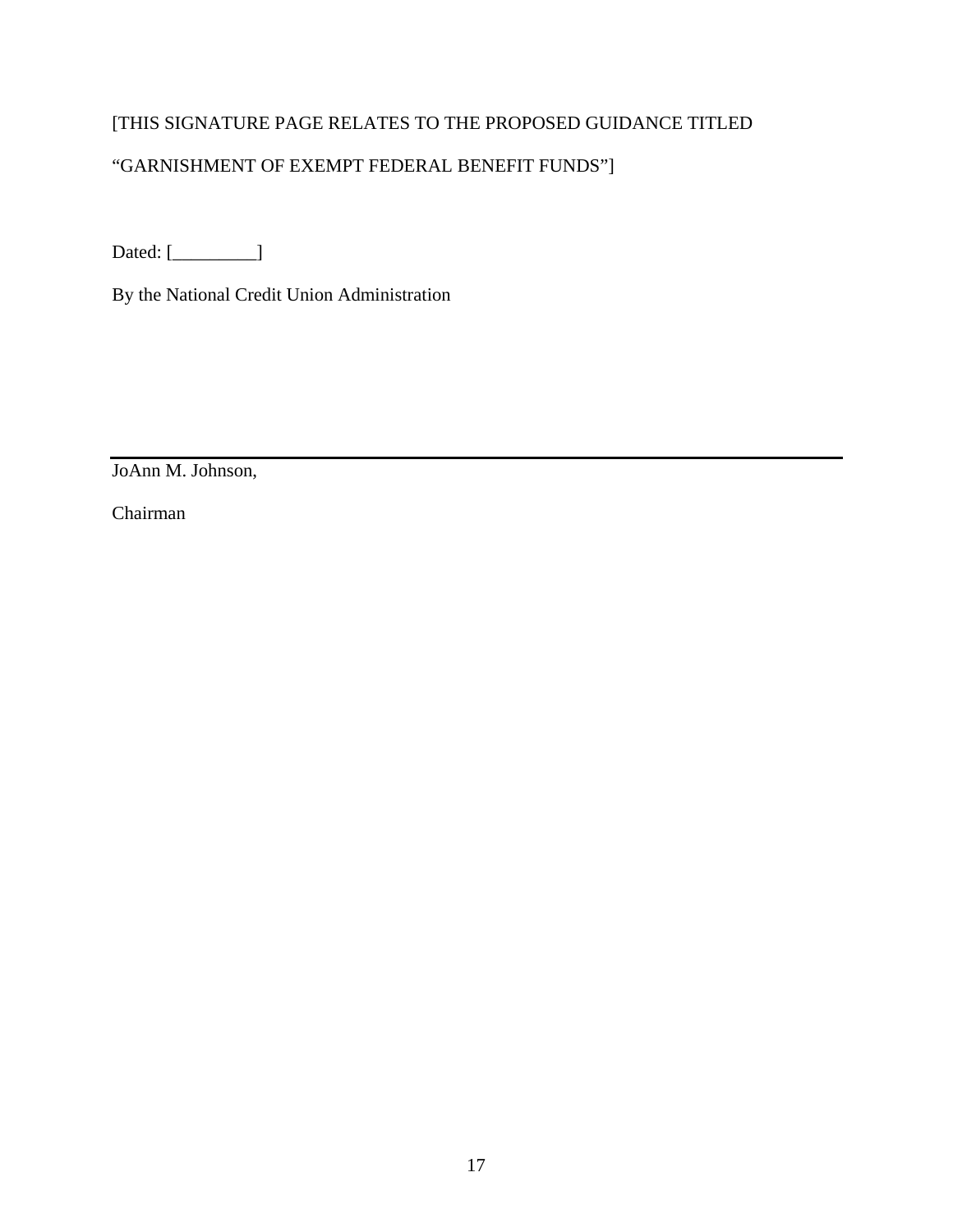[THIS SIGNATURE PAGE RELATES TO THE PROPOSED GUIDANCE TITLED

“GARNISHMENT OF EXEMPT FEDERAL BENEFIT FUNDS”]

Dated: [_________]

By the National Credit Union Administration

---

JoAnn M. Johnson,

Chairman